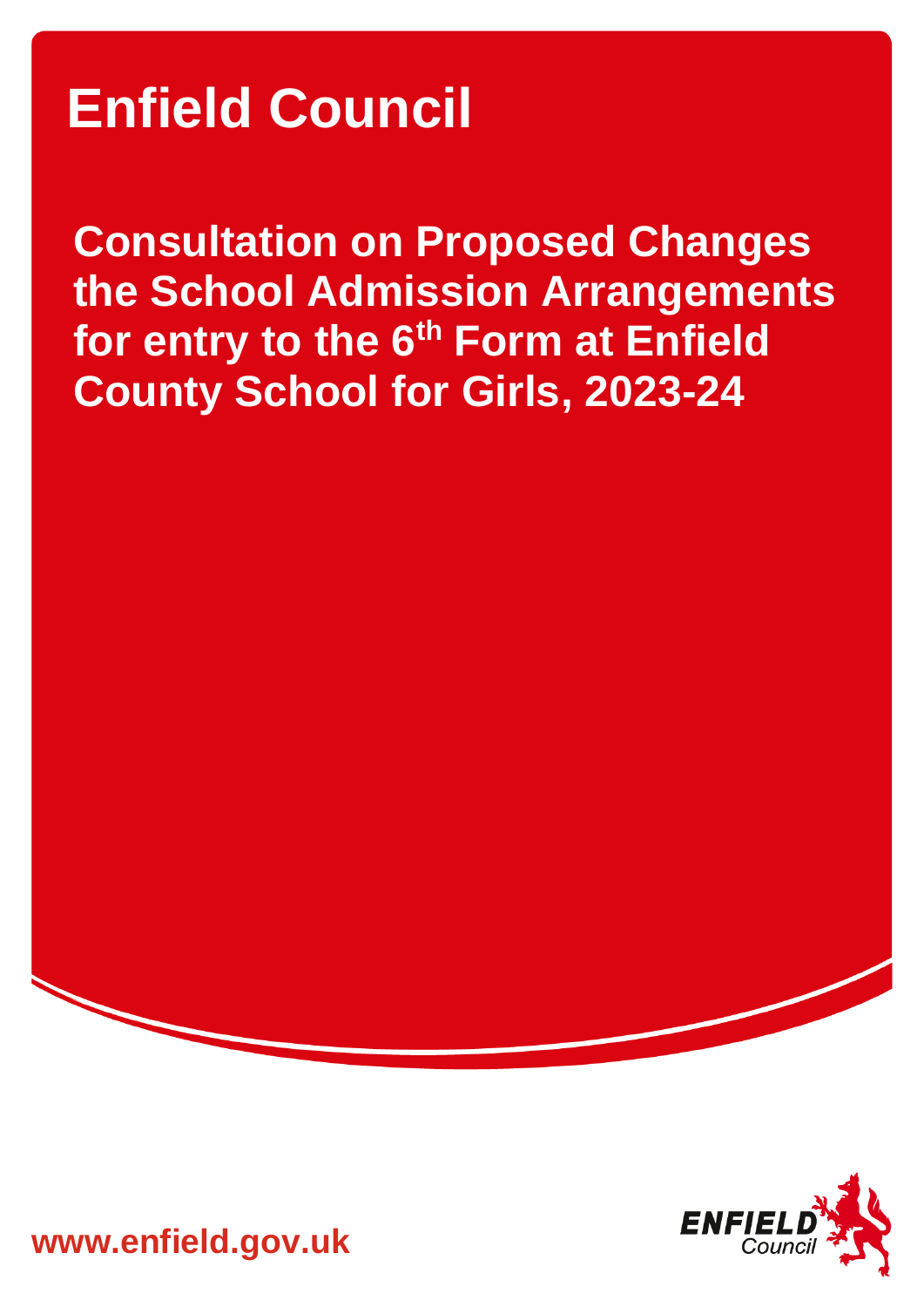# Enfield Council

## Consultation on Proposed Changes the School Admission Arrangements for entry to the 6th Form at Enfield County School for Girls, 2023-24

www.enfield.gov.uk

ENFIELD Council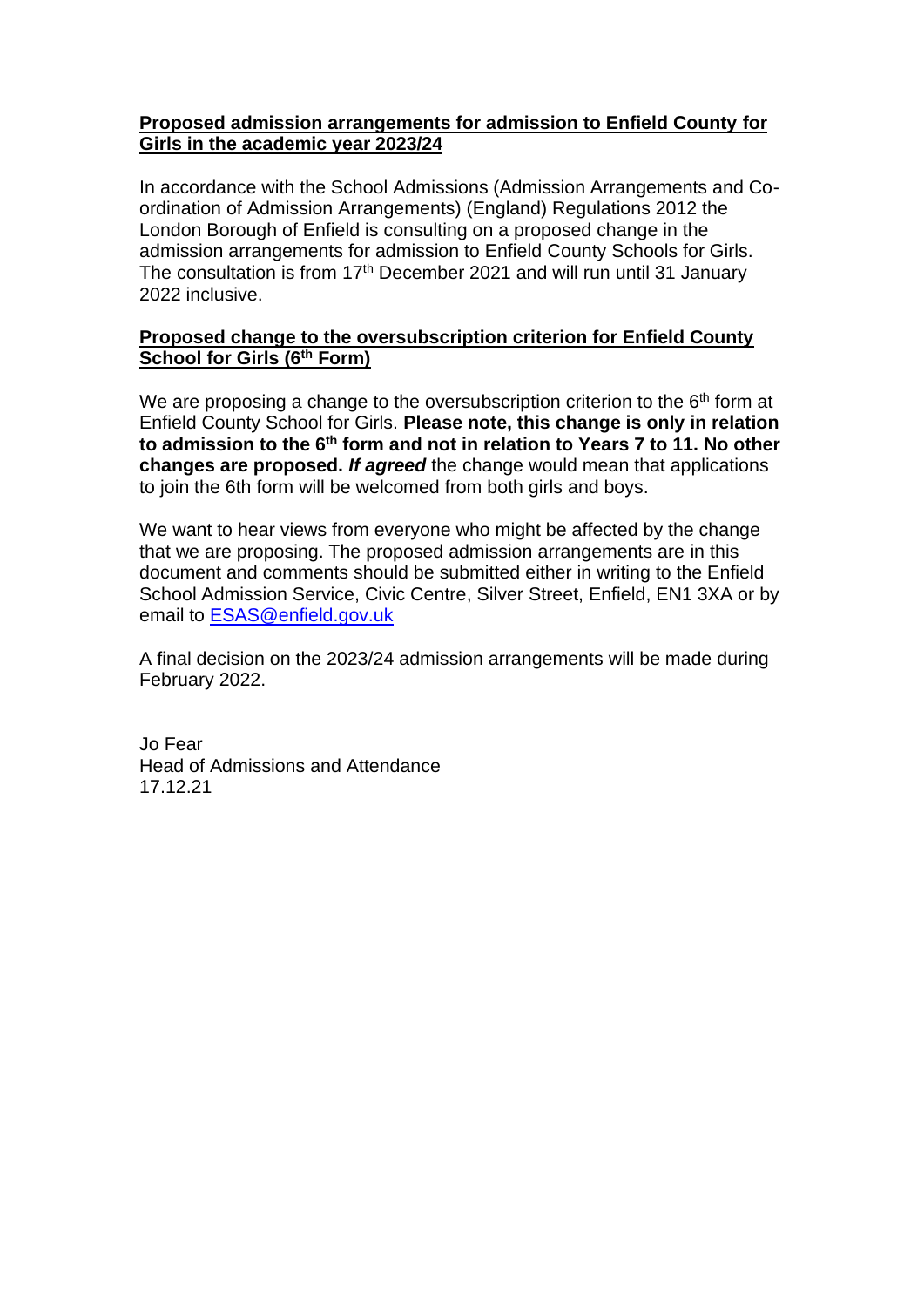**<u>Proposed admission arrangements for admission to Enfield County for Girls in the academic year 2023/24</u>**

In accordance with the School Admissions (Admission Arrangements and Co-ordination of Admission Arrangements) (England) Regulations 2012 the London Borough of Enfield is consulting on a proposed change in the admission arrangements for admission to Enfield County Schools for Girls. The consultation is from 17th December 2021 and will run until 31 January 2022 inclusive.

**<u>Proposed change to the oversubscription criterion for Enfield County School for Girls (6th Form)</u>**

We are proposing a change to the oversubscription criterion to the 6th form at Enfield County School for Girls. **Please note, this change is only in relation to admission to the 6th form and not in relation to Years 7 to 11. No other changes are proposed.** ***If agreed*** the change would mean that applications to join the 6th form will be welcomed from both girls and boys.

We want to hear views from everyone who might be affected by the change that we are proposing. The proposed admission arrangements are in this document and comments should be submitted either in writing to the Enfield School Admission Service, Civic Centre, Silver Street, Enfield, EN1 3XA or by email to ESAS@enfield.gov.uk

A final decision on the 2023/24 admission arrangements will be made during February 2022.

Jo Fear
Head of Admissions and Attendance
17.12.21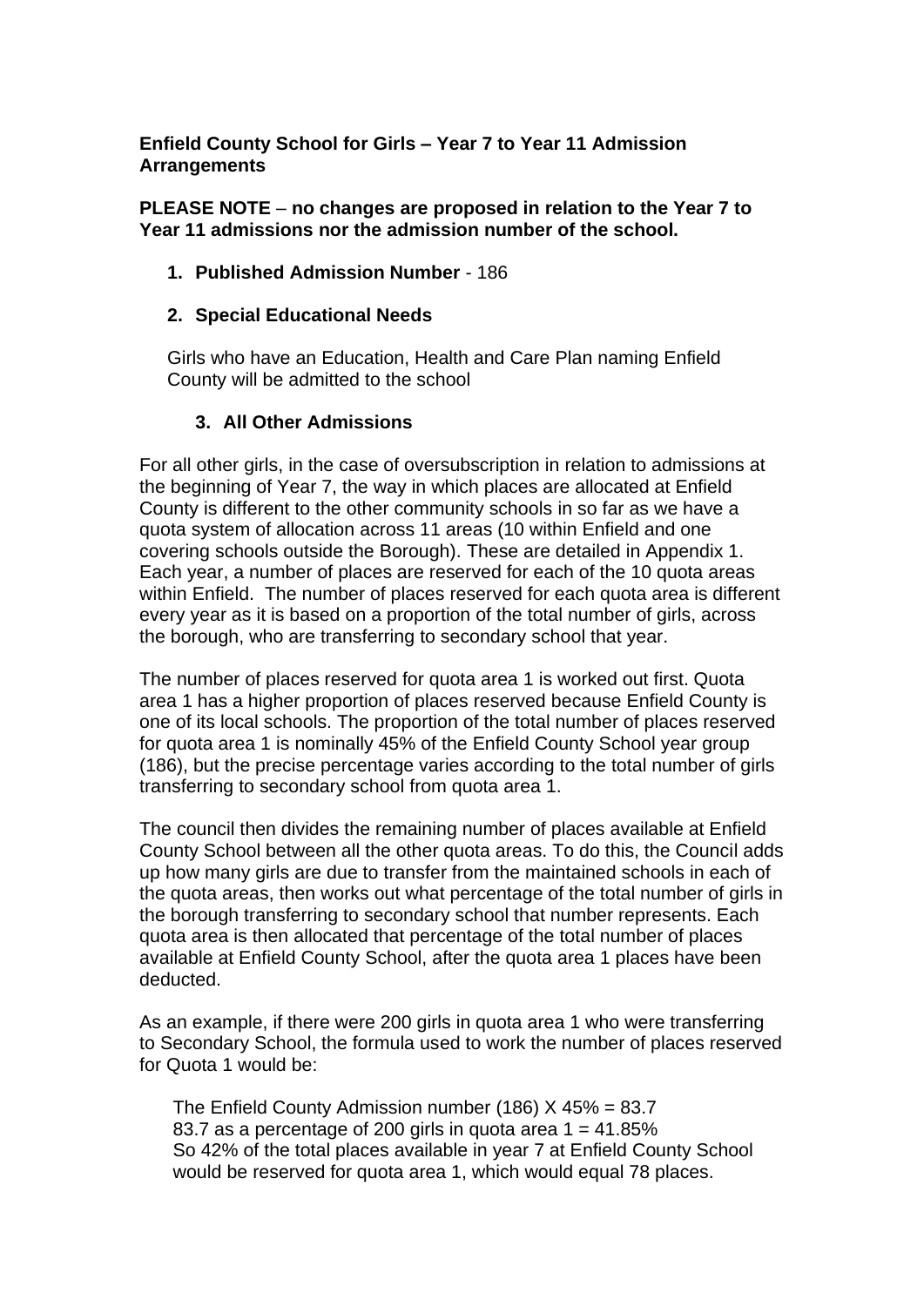**Enfield County School for Girls – Year 7 to Year 11 Admission Arrangements**

**PLEASE NOTE** – **no changes are proposed in relation to the Year 7 to Year 11 admissions nor the admission number of the school.**

1. **Published Admission Number** - 186

2. **Special Educational Needs**

   Girls who have an Education, Health and Care Plan naming Enfield County will be admitted to the school

3. **All Other Admissions**

For all other girls, in the case of oversubscription in relation to admissions at the beginning of Year 7, the way in which places are allocated at Enfield County is different to the other community schools in so far as we have a quota system of allocation across 11 areas (10 within Enfield and one covering schools outside the Borough). These are detailed in Appendix 1. Each year, a number of places are reserved for each of the 10 quota areas within Enfield. The number of places reserved for each quota area is different every year as it is based on a proportion of the total number of girls, across the borough, who are transferring to secondary school that year.

The number of places reserved for quota area 1 is worked out first. Quota area 1 has a higher proportion of places reserved because Enfield County is one of its local schools. The proportion of the total number of places reserved for quota area 1 is nominally 45% of the Enfield County School year group (186), but the precise percentage varies according to the total number of girls transferring to secondary school from quota area 1.

The council then divides the remaining number of places available at Enfield County School between all the other quota areas. To do this, the Council adds up how many girls are due to transfer from the maintained schools in each of the quota areas, then works out what percentage of the total number of girls in the borough transferring to secondary school that number represents. Each quota area is then allocated that percentage of the total number of places available at Enfield County School, after the quota area 1 places have been deducted.

As an example, if there were 200 girls in quota area 1 who were transferring to Secondary School, the formula used to work the number of places reserved for Quota 1 would be:

> The Enfield County Admission number (186) X 45% = 83.7
> 83.7 as a percentage of 200 girls in quota area 1 = 41.85%
> So 42% of the total places available in year 7 at Enfield County School would be reserved for quota area 1, which would equal 78 places.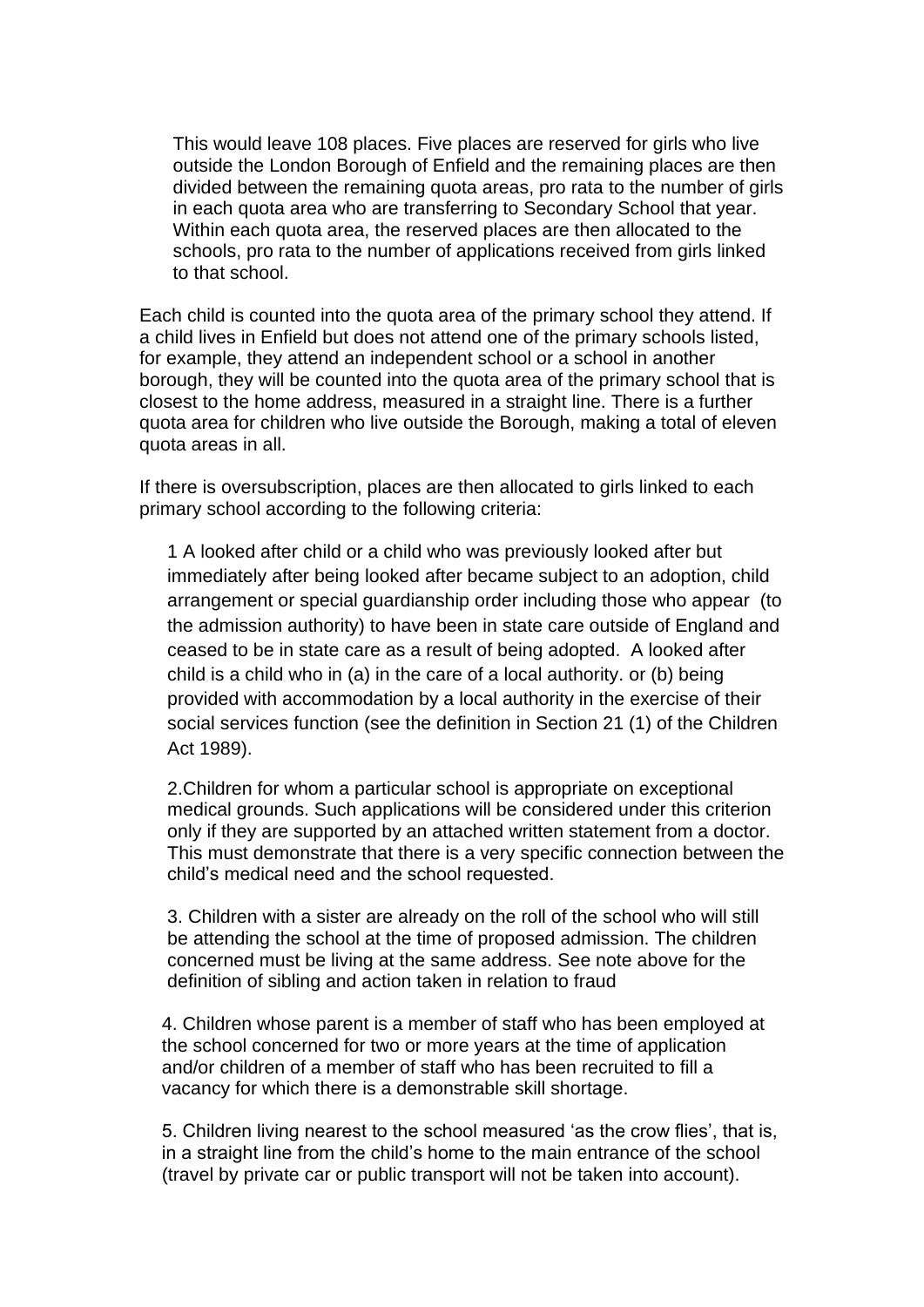This would leave 108 places. Five places are reserved for girls who live outside the London Borough of Enfield and the remaining places are then divided between the remaining quota areas, pro rata to the number of girls in each quota area who are transferring to Secondary School that year. Within each quota area, the reserved places are then allocated to the schools, pro rata to the number of applications received from girls linked to that school.

Each child is counted into the quota area of the primary school they attend. If a child lives in Enfield but does not attend one of the primary schools listed, for example, they attend an independent school or a school in another borough, they will be counted into the quota area of the primary school that is closest to the home address, measured in a straight line. There is a further quota area for children who live outside the Borough, making a total of eleven quota areas in all.

If there is oversubscription, places are then allocated to girls linked to each primary school according to the following criteria:

1 A looked after child or a child who was previously looked after but immediately after being looked after became subject to an adoption, child arrangement or special guardianship order including those who appear (to the admission authority) to have been in state care outside of England and ceased to be in state care as a result of being adopted. A looked after child is a child who in (a) in the care of a local authority. or (b) being provided with accommodation by a local authority in the exercise of their social services function (see the definition in Section 21 (1) of the Children Act 1989).

2.Children for whom a particular school is appropriate on exceptional medical grounds. Such applications will be considered under this criterion only if they are supported by an attached written statement from a doctor. This must demonstrate that there is a very specific connection between the child's medical need and the school requested.

3. Children with a sister are already on the roll of the school who will still be attending the school at the time of proposed admission. The children concerned must be living at the same address. See note above for the definition of sibling and action taken in relation to fraud

4. Children whose parent is a member of staff who has been employed at the school concerned for two or more years at the time of application and/or children of a member of staff who has been recruited to fill a vacancy for which there is a demonstrable skill shortage.

5. Children living nearest to the school measured 'as the crow flies', that is, in a straight line from the child's home to the main entrance of the school (travel by private car or public transport will not be taken into account).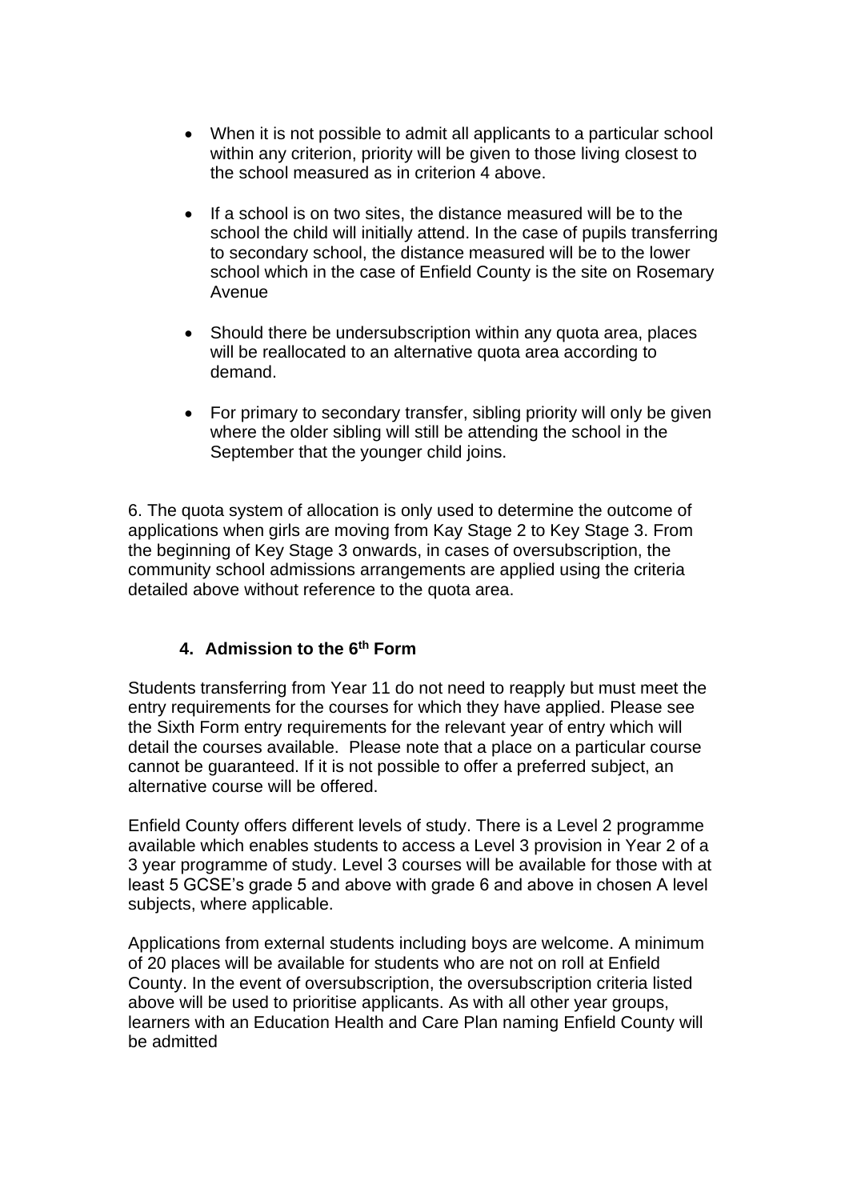- When it is not possible to admit all applicants to a particular school within any criterion, priority will be given to those living closest to the school measured as in criterion 4 above.

- If a school is on two sites, the distance measured will be to the school the child will initially attend. In the case of pupils transferring to secondary school, the distance measured will be to the lower school which in the case of Enfield County is the site on Rosemary Avenue

- Should there be undersubscription within any quota area, places will be reallocated to an alternative quota area according to demand.

- For primary to secondary transfer, sibling priority will only be given where the older sibling will still be attending the school in the September that the younger child joins.

6. The quota system of allocation is only used to determine the outcome of applications when girls are moving from Kay Stage 2 to Key Stage 3. From the beginning of Key Stage 3 onwards, in cases of oversubscription, the community school admissions arrangements are applied using the criteria detailed above without reference to the quota area.

### 4. Admission to the 6th Form

Students transferring from Year 11 do not need to reapply but must meet the entry requirements for the courses for which they have applied. Please see the Sixth Form entry requirements for the relevant year of entry which will detail the courses available. Please note that a place on a particular course cannot be guaranteed. If it is not possible to offer a preferred subject, an alternative course will be offered.

Enfield County offers different levels of study. There is a Level 2 programme available which enables students to access a Level 3 provision in Year 2 of a 3 year programme of study. Level 3 courses will be available for those with at least 5 GCSE's grade 5 and above with grade 6 and above in chosen A level subjects, where applicable.

Applications from external students including boys are welcome. A minimum of 20 places will be available for students who are not on roll at Enfield County. In the event of oversubscription, the oversubscription criteria listed above will be used to prioritise applicants. As with all other year groups, learners with an Education Health and Care Plan naming Enfield County will be admitted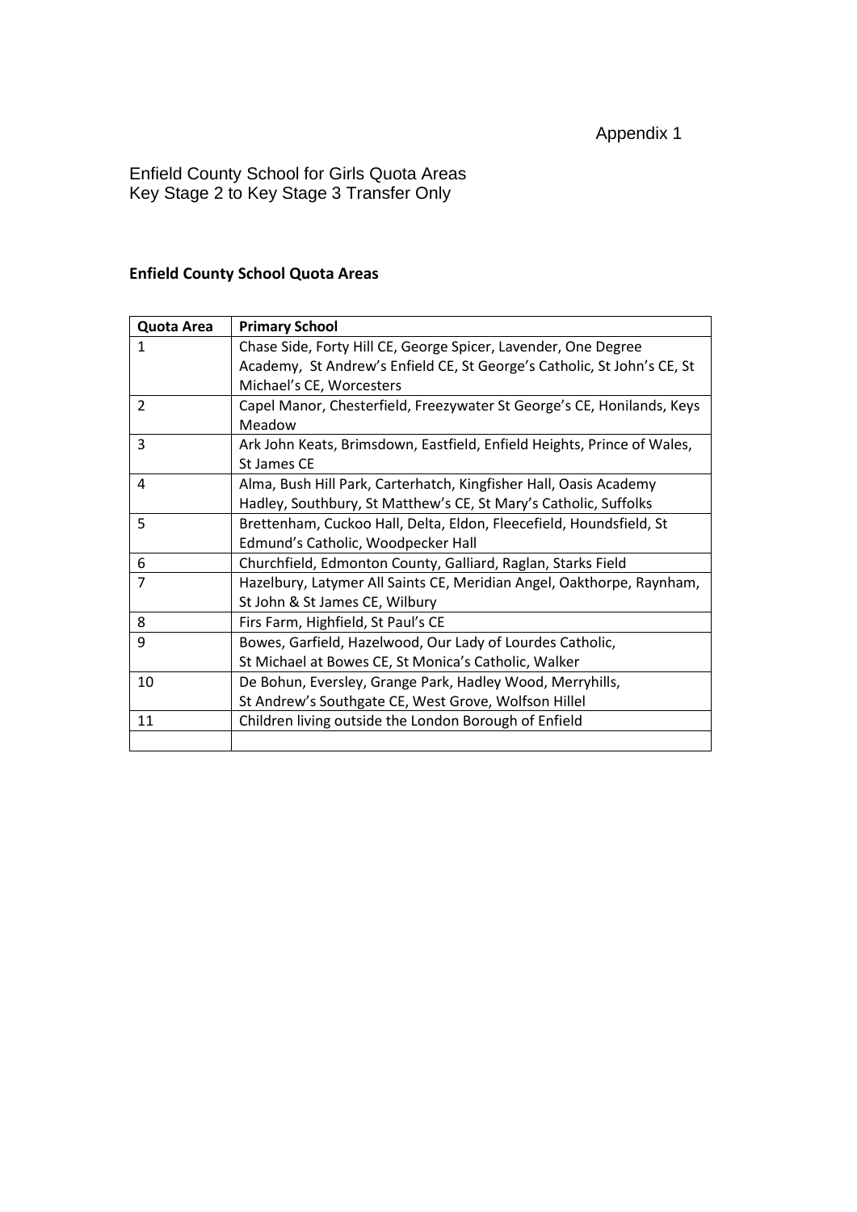Appendix 1

Enfield County School for Girls Quota Areas
Key Stage 2 to Key Stage 3 Transfer Only

**Enfield County School Quota Areas**

| Quota Area | Primary School |
|---|---|
| 1 | Chase Side, Forty Hill CE, George Spicer, Lavender, One Degree Academy, St Andrew's Enfield CE, St George's Catholic, St John's CE, St Michael's CE, Worcesters |
| 2 | Capel Manor, Chesterfield, Freezywater St George's CE, Honilands, Keys Meadow |
| 3 | Ark John Keats, Brimsdown, Eastfield, Enfield Heights, Prince of Wales, St James CE |
| 4 | Alma, Bush Hill Park, Carterhatch, Kingfisher Hall, Oasis Academy Hadley, Southbury, St Matthew's CE, St Mary's Catholic, Suffolks |
| 5 | Brettenham, Cuckoo Hall, Delta, Eldon, Fleecefield, Houndsfield, St Edmund's Catholic, Woodpecker Hall |
| 6 | Churchfield, Edmonton County, Galliard, Raglan, Starks Field |
| 7 | Hazelbury, Latymer All Saints CE, Meridian Angel, Oakthorpe, Raynham, St John & St James CE, Wilbury |
| 8 | Firs Farm, Highfield, St Paul's CE |
| 9 | Bowes, Garfield, Hazelwood, Our Lady of Lourdes Catholic, St Michael at Bowes CE, St Monica's Catholic, Walker |
| 10 | De Bohun, Eversley, Grange Park, Hadley Wood, Merryhills, St Andrew's Southgate CE, West Grove, Wolfson Hillel |
| 11 | Children living outside the London Borough of Enfield |
| | |